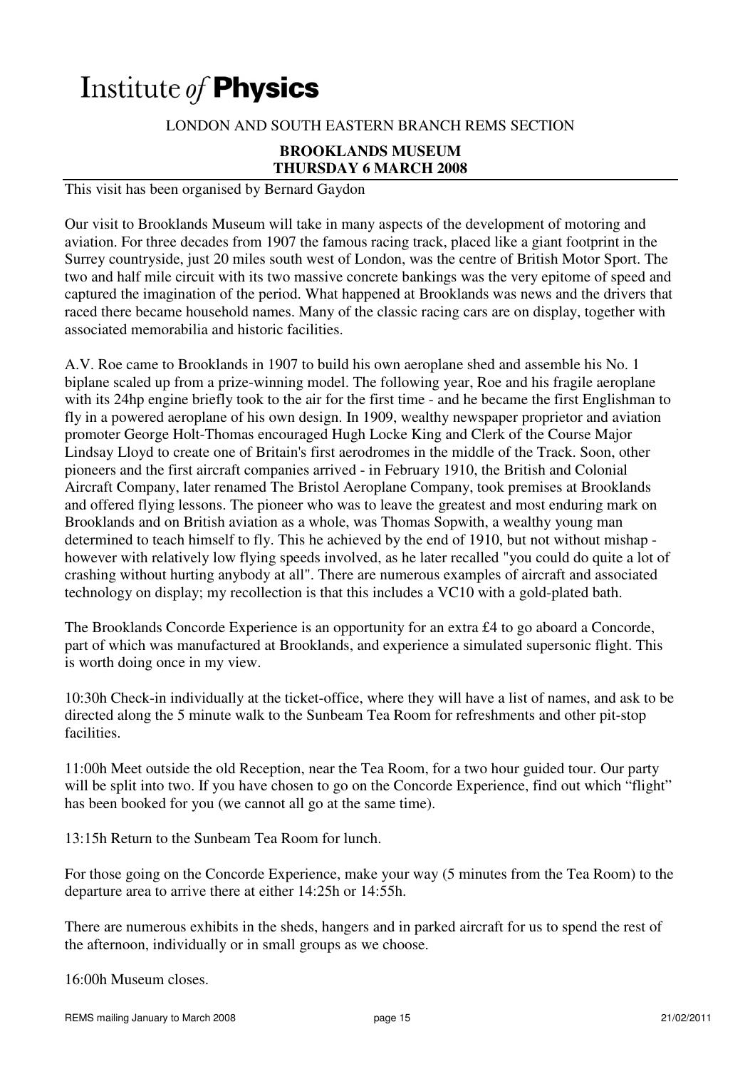# Institute *of* **Physics**

LONDON AND SOUTH EASTERN BRANCH REMS SECTION

**BROOKLANDS MUSEUM**
**THURSDAY 6 MARCH 2008**

This visit has been organised by Bernard Gaydon

Our visit to Brooklands Museum will take in many aspects of the development of motoring and aviation. For three decades from 1907 the famous racing track, placed like a giant footprint in the Surrey countryside, just 20 miles south west of London, was the centre of British Motor Sport. The two and half mile circuit with its two massive concrete bankings was the very epitome of speed and captured the imagination of the period. What happened at Brooklands was news and the drivers that raced there became household names. Many of the classic racing cars are on display, together with associated memorabilia and historic facilities.

A.V. Roe came to Brooklands in 1907 to build his own aeroplane shed and assemble his No. 1 biplane scaled up from a prize-winning model. The following year, Roe and his fragile aeroplane with its 24hp engine briefly took to the air for the first time - and he became the first Englishman to fly in a powered aeroplane of his own design. In 1909, wealthy newspaper proprietor and aviation promoter George Holt-Thomas encouraged Hugh Locke King and Clerk of the Course Major Lindsay Lloyd to create one of Britain's first aerodromes in the middle of the Track. Soon, other pioneers and the first aircraft companies arrived - in February 1910, the British and Colonial Aircraft Company, later renamed The Bristol Aeroplane Company, took premises at Brooklands and offered flying lessons. The pioneer who was to leave the greatest and most enduring mark on Brooklands and on British aviation as a whole, was Thomas Sopwith, a wealthy young man determined to teach himself to fly. This he achieved by the end of 1910, but not without mishap - however with relatively low flying speeds involved, as he later recalled "you could do quite a lot of crashing without hurting anybody at all". There are numerous examples of aircraft and associated technology on display; my recollection is that this includes a VC10 with a gold-plated bath.

The Brooklands Concorde Experience is an opportunity for an extra £4 to go aboard a Concorde, part of which was manufactured at Brooklands, and experience a simulated supersonic flight. This is worth doing once in my view.

10:30h Check-in individually at the ticket-office, where they will have a list of names, and ask to be directed along the 5 minute walk to the Sunbeam Tea Room for refreshments and other pit-stop facilities.

11:00h Meet outside the old Reception, near the Tea Room, for a two hour guided tour. Our party will be split into two. If you have chosen to go on the Concorde Experience, find out which "flight" has been booked for you (we cannot all go at the same time).

13:15h Return to the Sunbeam Tea Room for lunch.

For those going on the Concorde Experience, make your way (5 minutes from the Tea Room) to the departure area to arrive there at either 14:25h or 14:55h.

There are numerous exhibits in the sheds, hangers and in parked aircraft for us to spend the rest of the afternoon, individually or in small groups as we choose.

16:00h Museum closes.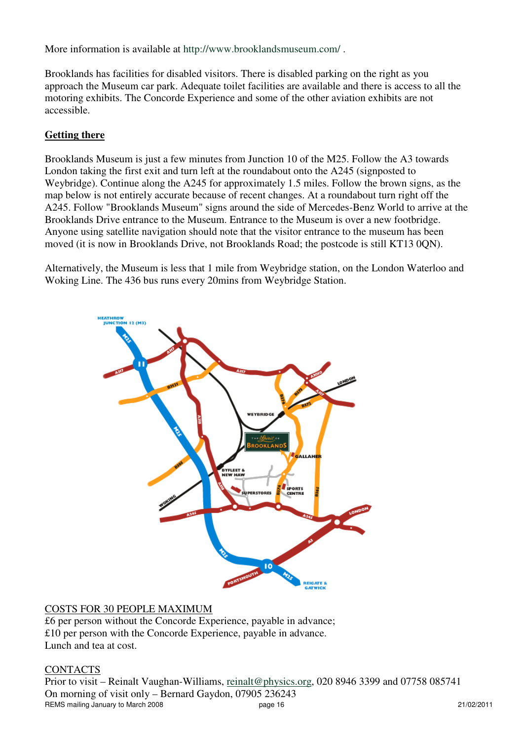More information is available at http://www.brooklandsmuseum.com/ .

Brooklands has facilities for disabled visitors. There is disabled parking on the right as you approach the Museum car park. Adequate toilet facilities are available and there is access to all the motoring exhibits. The Concorde Experience and some of the other aviation exhibits are not accessible.

## Getting there

Brooklands Museum is just a few minutes from Junction 10 of the M25. Follow the A3 towards London taking the first exit and turn left at the roundabout onto the A245 (signposted to Weybridge). Continue along the A245 for approximately 1.5 miles. Follow the brown signs, as the map below is not entirely accurate because of recent changes. At a roundabout turn right off the A245. Follow "Brooklands Museum" signs around the side of Mercedes-Benz World to arrive at the Brooklands Drive entrance to the Museum. Entrance to the Museum is over a new footbridge. Anyone using satellite navigation should note that the visitor entrance to the museum has been moved (it is now in Brooklands Drive, not Brooklands Road; the postcode is still KT13 0QN).

Alternatively, the Museum is less that 1 mile from Weybridge station, on the London Waterloo and Woking Line. The 436 bus runs every 20mins from Weybridge Station.

COSTS FOR 30 PEOPLE MAXIMUM

£6 per person without the Concorde Experience, payable in advance;
£10 per person with the Concorde Experience, payable in advance.
Lunch and tea at cost.

CONTACTS

Prior to visit – Reinalt Vaughan-Williams, reinalt@physics.org, 020 8946 3399 and 07758 085741
On morning of visit only – Bernard Gaydon, 07905 236243